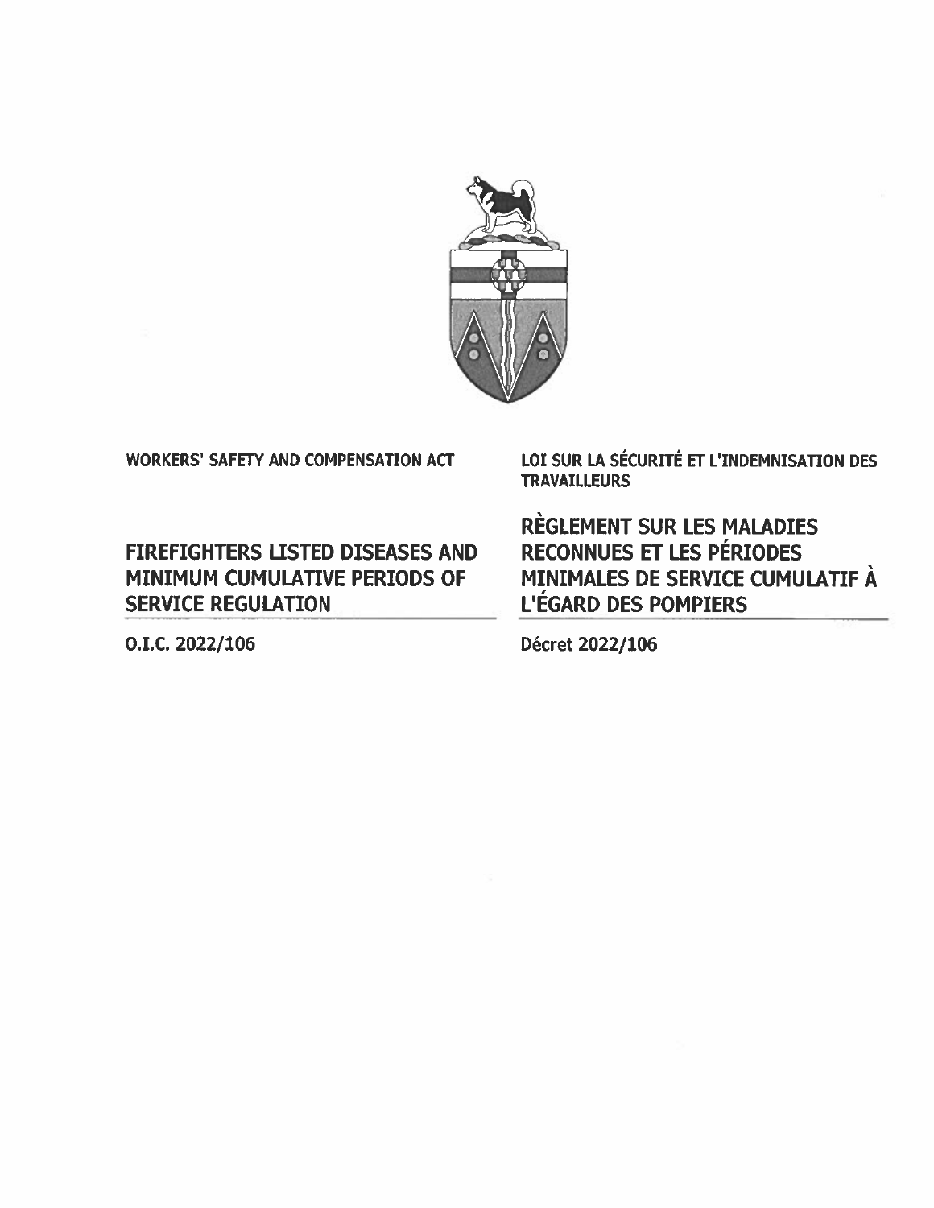WORKERS' SAFETY AND COMPENSATION ACT

# FIREFIGHTERS LISTED DISEASES AND MINIMUM CUMULATIVE PERIODS OF SERVICE REGULATION

O.I.C. 2022/106

LOI SUR LA SÉCURITÉ ET L'INDEMNISATION DES TRAVAILLEURS

# RÈGLEMENT SUR LES MALADIES RECONNUES ET LES PÉRIODES MINIMALES DE SERVICE CUMULATIF À L'ÉGARD DES POMPIERS

Décret 2022/106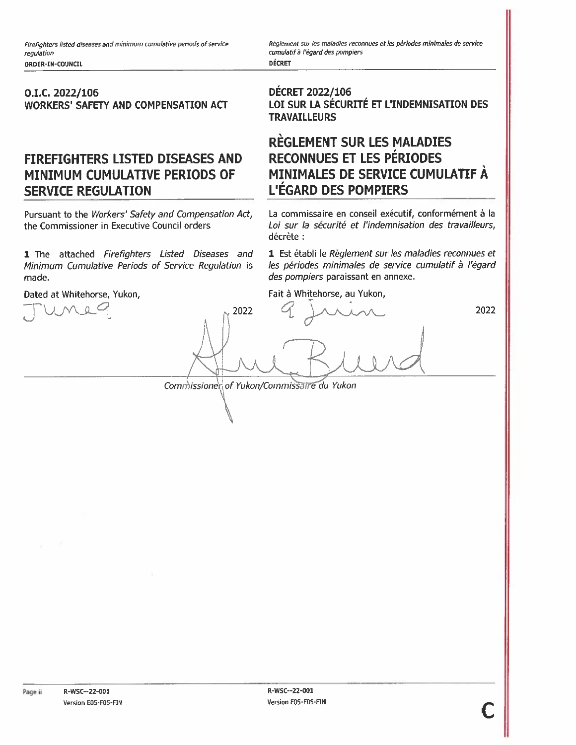**O.I.C. 2022/106**
**WORKERS' SAFETY AND COMPENSATION ACT**

# FIREFIGHTERS LISTED DISEASES AND MINIMUM CUMULATIVE PERIODS OF SERVICE REGULATION

Pursuant to the *Workers' Safety and Compensation Act*, the Commissioner in Executive Council orders

**1** The attached *Firefighters Listed Diseases and Minimum Cumulative Periods of Service Regulation* is made.

Dated at Whitehorse, Yukon,

June 9, 2022

**DÉCRET 2022/106**
**LOI SUR LA SÉCURITÉ ET L'INDEMNISATION DES TRAVAILLEURS**

# RÈGLEMENT SUR LES MALADIES RECONNUES ET LES PÉRIODES MINIMALES DE SERVICE CUMULATIF À L'ÉGARD DES POMPIERS

La commissaire en conseil exécutif, conformément à la *Loi sur la sécurité et l'indemnisation des travailleurs*, décrète :

**1** Est établi le *Règlement sur les maladies reconnues et les périodes minimales de service cumulatif à l'égard des pompiers* paraissant en annexe.

Fait à Whitehorse, au Yukon,

9 juin 2022

Commissioner of Yukon/Commissaire du Yukon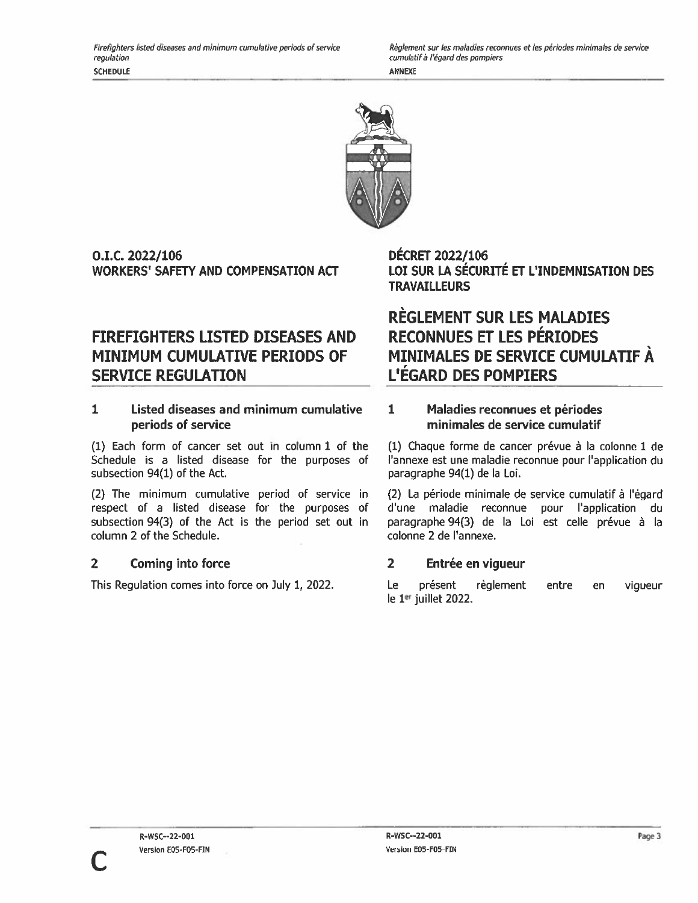**O.I.C. 2022/106**
**WORKERS' SAFETY AND COMPENSATION ACT**

# FIREFIGHTERS LISTED DISEASES AND MINIMUM CUMULATIVE PERIODS OF SERVICE REGULATION

## 1 Listed diseases and minimum cumulative periods of service

(1) Each form of cancer set out in column 1 of the Schedule is a listed disease for the purposes of subsection 94(1) of the Act.

(2) The minimum cumulative period of service in respect of a listed disease for the purposes of subsection 94(3) of the Act is the period set out in column 2 of the Schedule.

## 2 Coming into force

This Regulation comes into force on July 1, 2022.

**DÉCRET 2022/106**
**LOI SUR LA SÉCURITÉ ET L'INDEMNISATION DES TRAVAILLEURS**

# RÈGLEMENT SUR LES MALADIES RECONNUES ET LES PÉRIODES MINIMALES DE SERVICE CUMULATIF À L'ÉGARD DES POMPIERS

## 1 Maladies reconnues et périodes minimales de service cumulatif

(1) Chaque forme de cancer prévue à la colonne 1 de l'annexe est une maladie reconnue pour l'application du paragraphe 94(1) de la Loi.

(2) La période minimale de service cumulatif à l'égard d'une maladie reconnue pour l'application du paragraphe 94(3) de la Loi est celle prévue à la colonne 2 de l'annexe.

## 2 Entrée en vigueur

Le présent règlement entre en vigueur le 1er juillet 2022.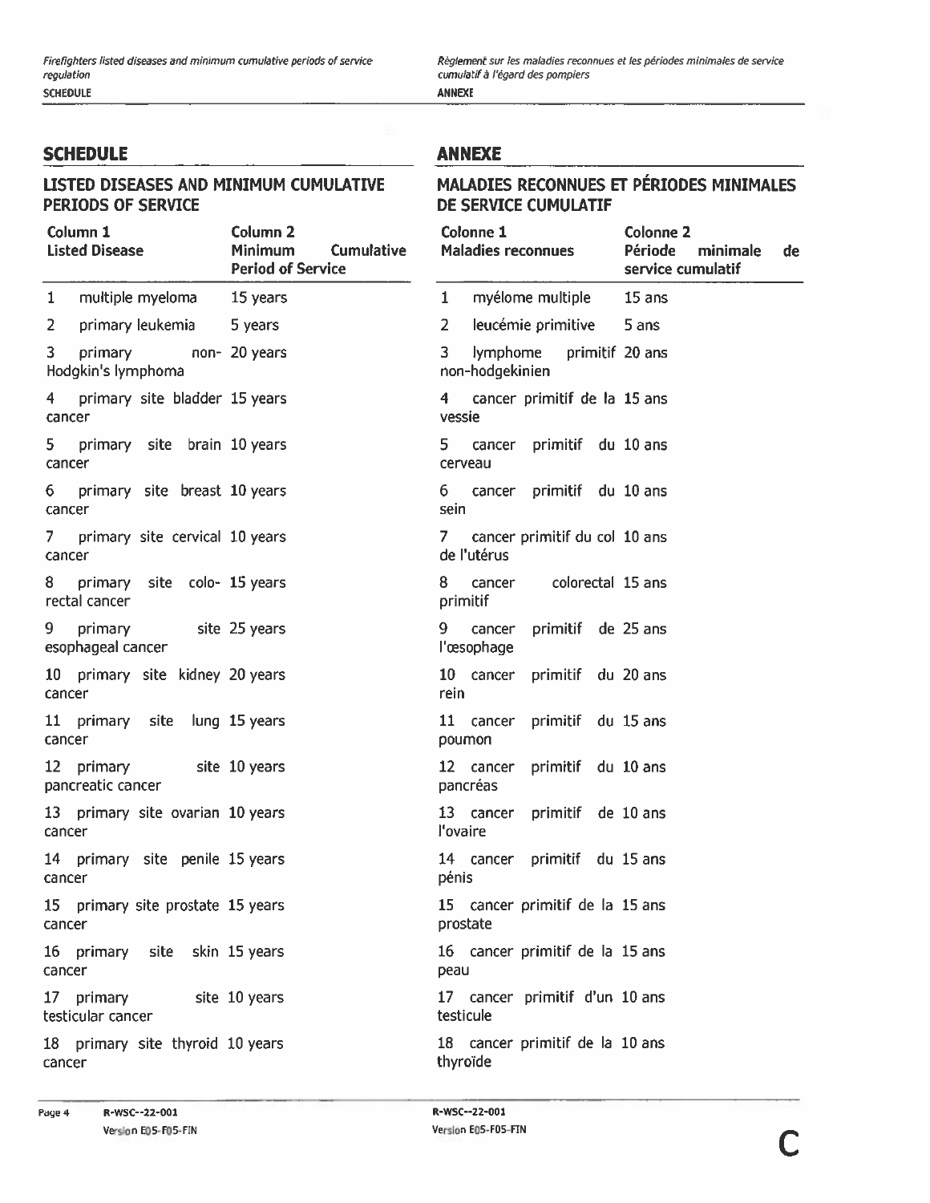## SCHEDULE

### LISTED DISEASES AND MINIMUM CUMULATIVE PERIODS OF SERVICE

| Column 1 Listed Disease | Column 2 Minimum Cumulative Period of Service |
|---|---|
| 1 multiple myeloma | 15 years |
| 2 primary leukemia | 5 years |
| 3 primary non-Hodgkin's lymphoma | 20 years |
| 4 primary site bladder cancer | 15 years |
| 5 primary site brain cancer | 10 years |
| 6 primary site breast cancer | 10 years |
| 7 primary site cervical cancer | 10 years |
| 8 primary site colo-rectal cancer | 15 years |
| 9 primary site esophageal cancer | 25 years |
| 10 primary site kidney cancer | 20 years |
| 11 primary site lung cancer | 15 years |
| 12 primary site pancreatic cancer | 10 years |
| 13 primary site ovarian cancer | 10 years |
| 14 primary site penile cancer | 15 years |
| 15 primary site prostate cancer | 15 years |
| 16 primary site skin cancer | 15 years |
| 17 primary site testicular cancer | 10 years |
| 18 primary site thyroid cancer | 10 years |

## ANNEXE

### MALADIES RECONNUES ET PÉRIODES MINIMALES DE SERVICE CUMULATIF

| Colonne 1 Maladies reconnues | Colonne 2 Période minimale de service cumulatif |
|---|---|
| 1 myélome multiple | 15 ans |
| 2 leucémie primitive | 5 ans |
| 3 lymphome primitif non-hodgekinien | 20 ans |
| 4 cancer primitif de la vessie | 15 ans |
| 5 cancer primitif du cerveau | 10 ans |
| 6 cancer primitif du sein | 10 ans |
| 7 cancer primitif du col de l'utérus | 10 ans |
| 8 cancer colorectal primitif | 15 ans |
| 9 cancer primitif de l'œsophage | 25 ans |
| 10 cancer primitif du rein | 20 ans |
| 11 cancer primitif du poumon | 15 ans |
| 12 cancer primitif du pancréas | 10 ans |
| 13 cancer primitif de l'ovaire | 10 ans |
| 14 cancer primitif du pénis | 15 ans |
| 15 cancer primitif de la prostate | 15 ans |
| 16 cancer primitif de la peau | 15 ans |
| 17 cancer primitif d'un testicule | 10 ans |
| 18 cancer primitif de la thyroïde | 10 ans |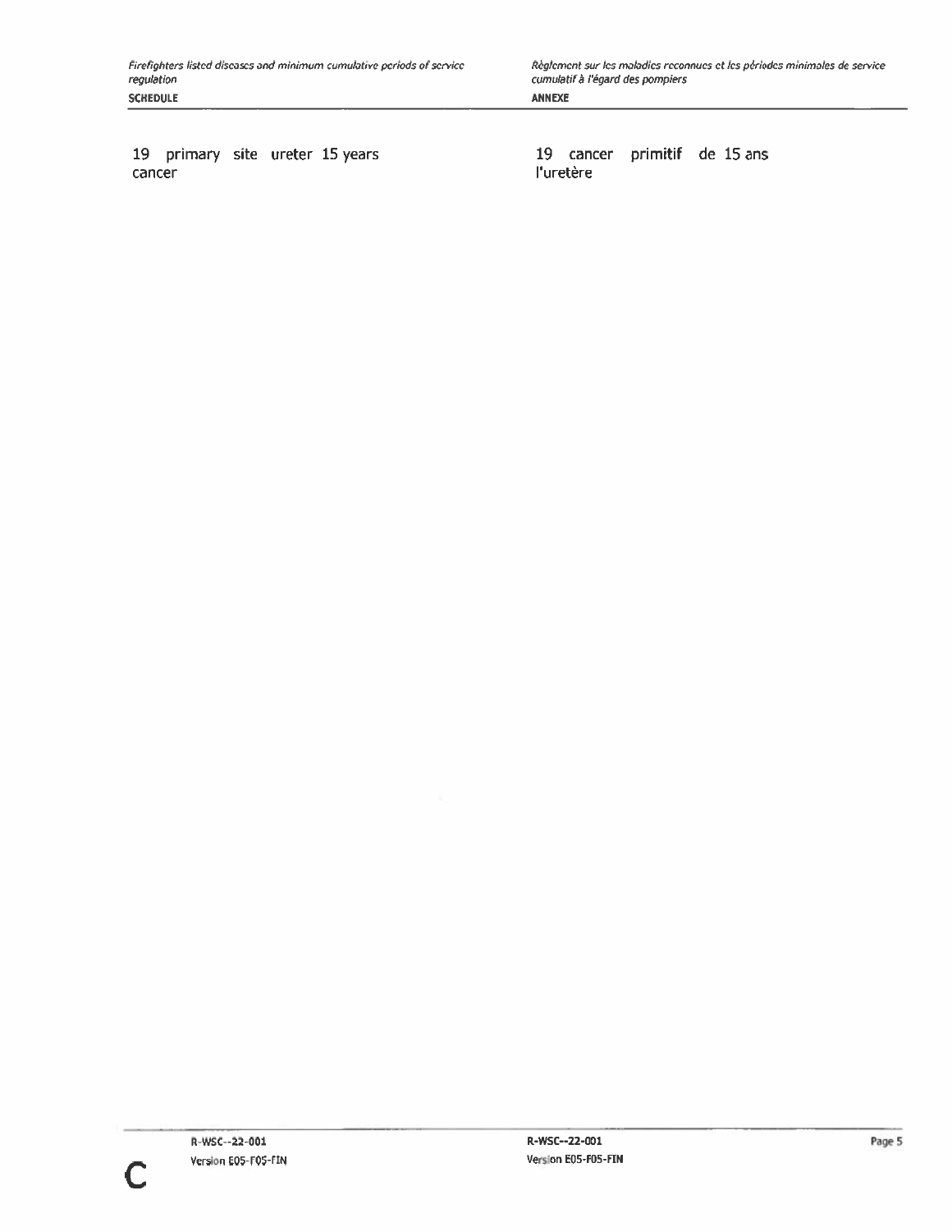| | | | |
|---|---|---|---|
| 19 | primary site cancer | ureter | 15 years |

| | | |
|---|---|---|
| 19 | cancer primitif de l'uretère | 15 ans |